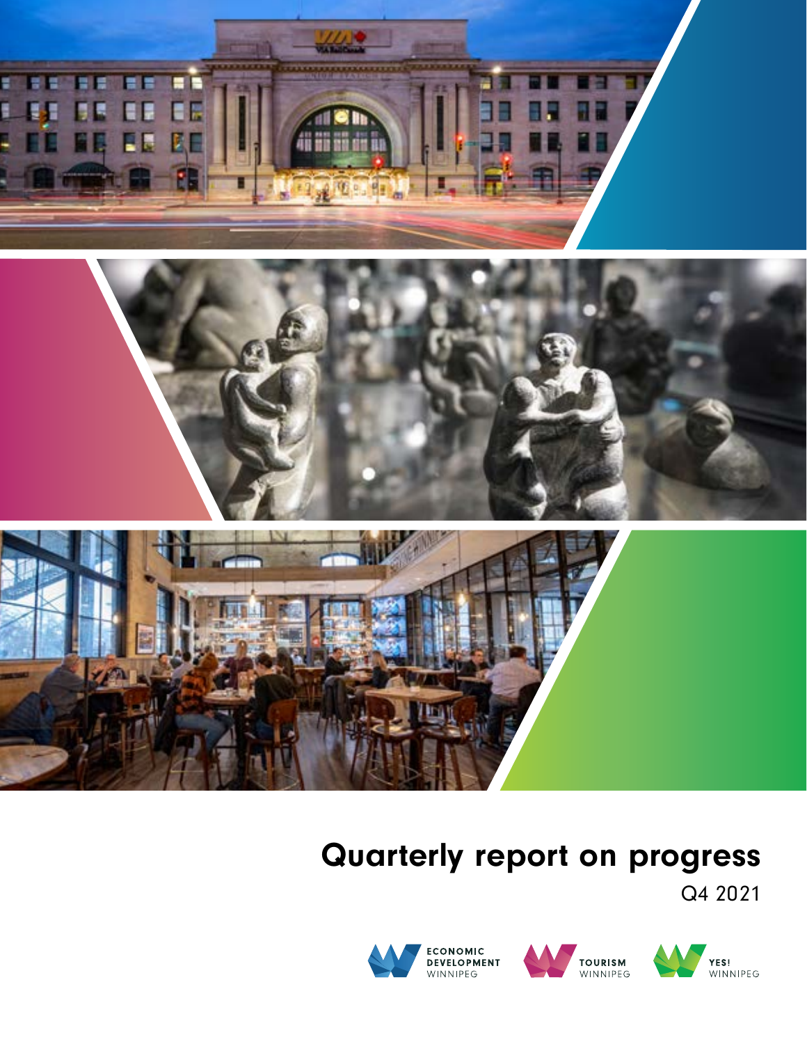# Quarterly report on progress

Q4 2021

ECONOMIC DEVELOPMENT WINNIPEG

TOURISM WINNIPEG

YES! WINNIPEG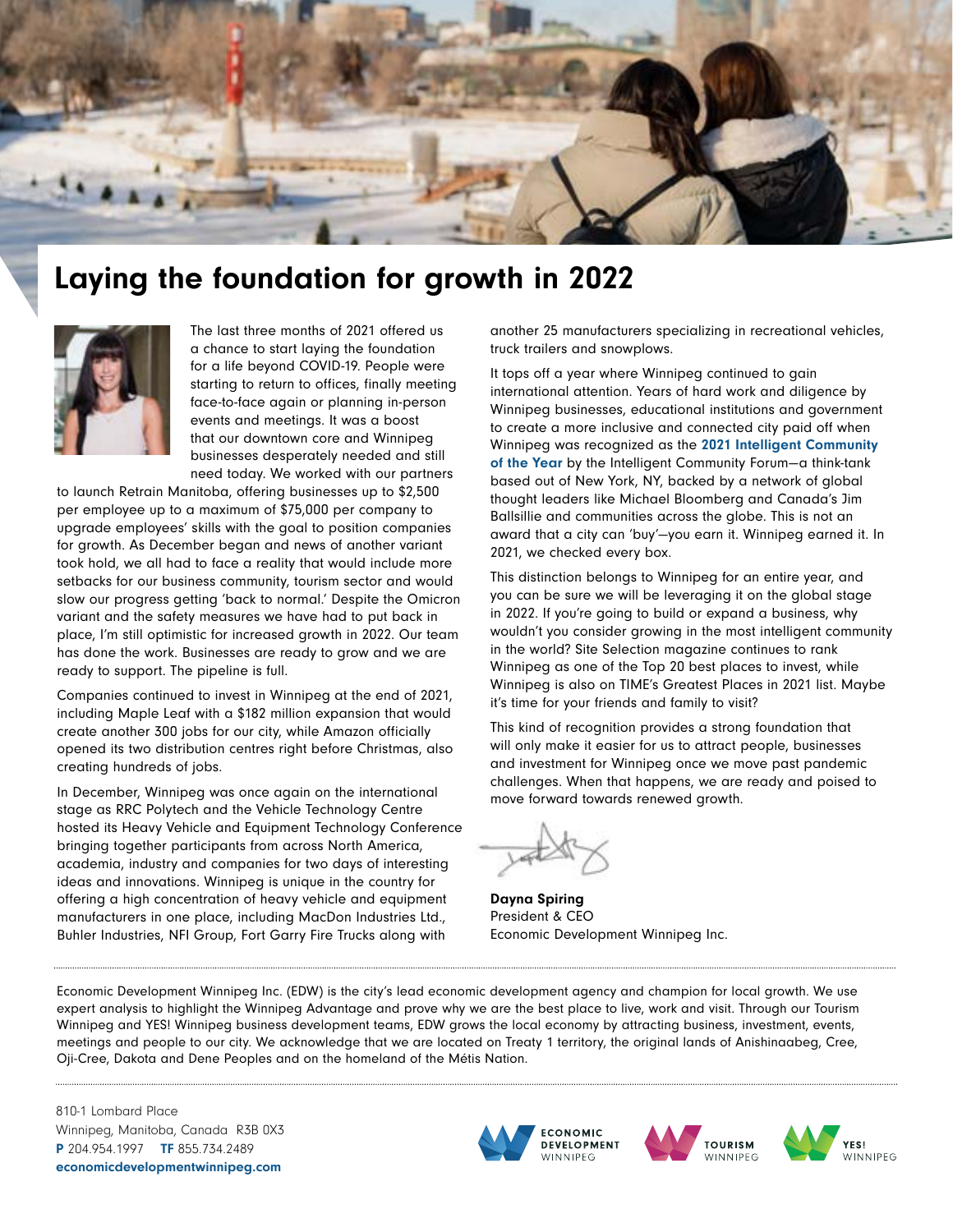# Laying the foundation for growth in 2022

The last three months of 2021 offered us a chance to start laying the foundation for a life beyond COVID-19. People were starting to return to offices, finally meeting face-to-face again or planning in-person events and meetings. It was a boost that our downtown core and Winnipeg businesses desperately needed and still need today. We worked with our partners to launch Retrain Manitoba, offering businesses up to $2,500 per employee up to a maximum of $75,000 per company to upgrade employees' skills with the goal to position companies for growth. As December began and news of another variant took hold, we all had to face a reality that would include more setbacks for our business community, tourism sector and would slow our progress getting 'back to normal.' Despite the Omicron variant and the safety measures we have had to put back in place, I'm still optimistic for increased growth in 2022. Our team has done the work. Businesses are ready to grow and we are ready to support. The pipeline is full.

Companies continued to invest in Winnipeg at the end of 2021, including Maple Leaf with a $182 million expansion that would create another 300 jobs for our city, while Amazon officially opened its two distribution centres right before Christmas, also creating hundreds of jobs.

In December, Winnipeg was once again on the international stage as RRC Polytech and the Vehicle Technology Centre hosted its Heavy Vehicle and Equipment Technology Conference bringing together participants from across North America, academia, industry and companies for two days of interesting ideas and innovations. Winnipeg is unique in the country for offering a high concentration of heavy vehicle and equipment manufacturers in one place, including MacDon Industries Ltd., Buhler Industries, NFI Group, Fort Garry Fire Trucks along with another 25 manufacturers specializing in recreational vehicles, truck trailers and snowplows.

It tops off a year where Winnipeg continued to gain international attention. Years of hard work and diligence by Winnipeg businesses, educational institutions and government to create a more inclusive and connected city paid off when Winnipeg was recognized as the **2021 Intelligent Community of the Year** by the Intelligent Community Forum—a think-tank based out of New York, NY, backed by a network of global thought leaders like Michael Bloomberg and Canada's Jim Balsillie and communities across the globe. This is not an award that a city can 'buy'—you earn it. Winnipeg earned it. In 2021, we checked every box.

This distinction belongs to Winnipeg for an entire year, and you can be sure we will be leveraging it on the global stage in 2022. If you're going to build or expand a business, why wouldn't you consider growing in the most intelligent community in the world? Site Selection magazine continues to rank Winnipeg as one of the Top 20 best places to invest, while Winnipeg is also on TIME's Greatest Places in 2021 list. Maybe it's time for your friends and family to visit?

This kind of recognition provides a strong foundation that will only make it easier for us to attract people, businesses and investment for Winnipeg once we move past pandemic challenges. When that happens, we are ready and poised to move forward towards renewed growth.

**Dayna Spiring**
President & CEO
Economic Development Winnipeg Inc.

---

Economic Development Winnipeg Inc. (EDW) is the city's lead economic development agency and champion for local growth. We use expert analysis to highlight the Winnipeg Advantage and prove why we are the best place to live, work and visit. Through our Tourism Winnipeg and YES! Winnipeg business development teams, EDW grows the local economy by attracting business, investment, events, meetings and people to our city. We acknowledge that we are located on Treaty 1 territory, the original lands of Anishinaabeg, Cree, Oji-Cree, Dakota and Dene Peoples and on the homeland of the Métis Nation.

---

810-1 Lombard Place
Winnipeg, Manitoba, Canada R3B 0X3
**P** 204.954.1997 **TF** 855.734.2489
**economicdevelopmentwinnipeg.com**

ECONOMIC DEVELOPMENT WINNIPEG | TOURISM WINNIPEG | YES! WINNIPEG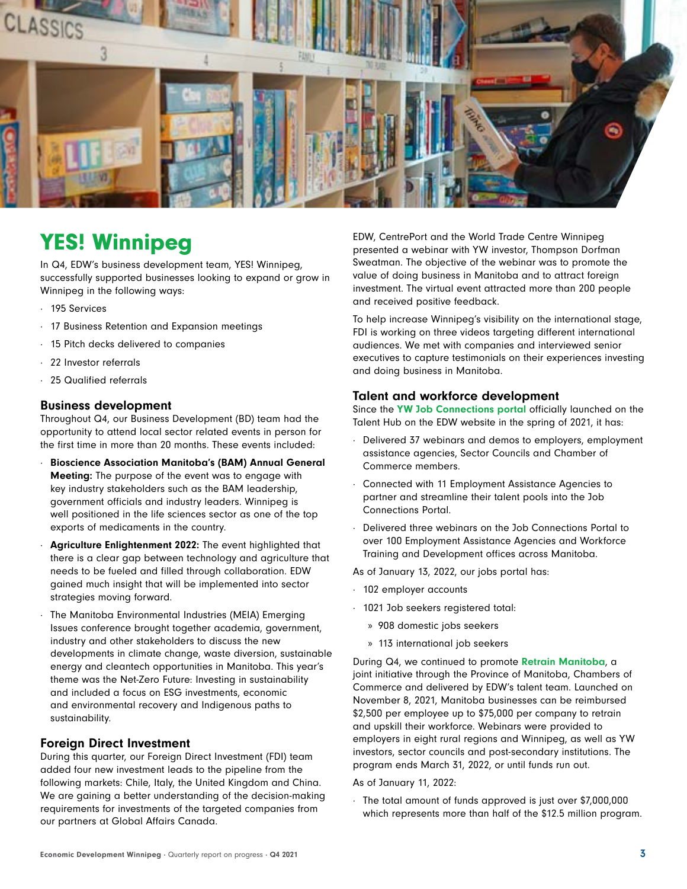# YES! Winnipeg

In Q4, EDW's business development team, YES! Winnipeg, successfully supported businesses looking to expand or grow in Winnipeg in the following ways:

- 195 Services
- 17 Business Retention and Expansion meetings
- 15 Pitch decks delivered to companies
- 22 Investor referrals
- 25 Qualified referrals

## Business development

Throughout Q4, our Business Development (BD) team had the opportunity to attend local sector related events in person for the first time in more than 20 months. These events included:

- **Bioscience Association Manitoba's (BAM) Annual General Meeting:** The purpose of the event was to engage with key industry stakeholders such as the BAM leadership, government officials and industry leaders. Winnipeg is well positioned in the life sciences sector as one of the top exports of medicaments in the country.
- **Agriculture Enlightenment 2022:** The event highlighted that there is a clear gap between technology and agriculture that needs to be fueled and filled through collaboration. EDW gained much insight that will be implemented into sector strategies moving forward.
- The Manitoba Environmental Industries (MEIA) Emerging Issues conference brought together academia, government, industry and other stakeholders to discuss the new developments in climate change, waste diversion, sustainable energy and cleantech opportunities in Manitoba. This year's theme was the Net-Zero Future: Investing in sustainability and included a focus on ESG investments, economic and environmental recovery and Indigenous paths to sustainability.

## Foreign Direct Investment

During this quarter, our Foreign Direct Investment (FDI) team added four new investment leads to the pipeline from the following markets: Chile, Italy, the United Kingdom and China. We are gaining a better understanding of the decision-making requirements for investments of the targeted companies from our partners at Global Affairs Canada.

EDW, CentrePort and the World Trade Centre Winnipeg presented a webinar with YW investor, Thompson Dorfman Sweatman. The objective of the webinar was to promote the value of doing business in Manitoba and to attract foreign investment. The virtual event attracted more than 200 people and received positive feedback.

To help increase Winnipeg's visibility on the international stage, FDI is working on three videos targeting different international audiences. We met with companies and interviewed senior executives to capture testimonials on their experiences investing and doing business in Manitoba.

## Talent and workforce development

Since the **YW Job Connections portal** officially launched on the Talent Hub on the EDW website in the spring of 2021, it has:

- Delivered 37 webinars and demos to employers, employment assistance agencies, Sector Councils and Chamber of Commerce members.
- Connected with 11 Employment Assistance Agencies to partner and streamline their talent pools into the Job Connections Portal.
- Delivered three webinars on the Job Connections Portal to over 100 Employment Assistance Agencies and Workforce Training and Development offices across Manitoba.

As of January 13, 2022, our jobs portal has:

- 102 employer accounts
- 1021 Job seekers registered total:
  - 908 domestic jobs seekers
  - 113 international job seekers

During Q4, we continued to promote **Retrain Manitoba**, a joint initiative through the Province of Manitoba, Chambers of Commerce and delivered by EDW's talent team. Launched on November 8, 2021, Manitoba businesses can be reimbursed $2,500 per employee up to $75,000 per company to retrain and upskill their workforce. Webinars were provided to employers in eight rural regions and Winnipeg, as well as YW investors, sector councils and post-secondary institutions. The program ends March 31, 2022, or until funds run out.

As of January 11, 2022:

- The total amount of funds approved is just over $7,000,000 which represents more than half of the $12.5 million program.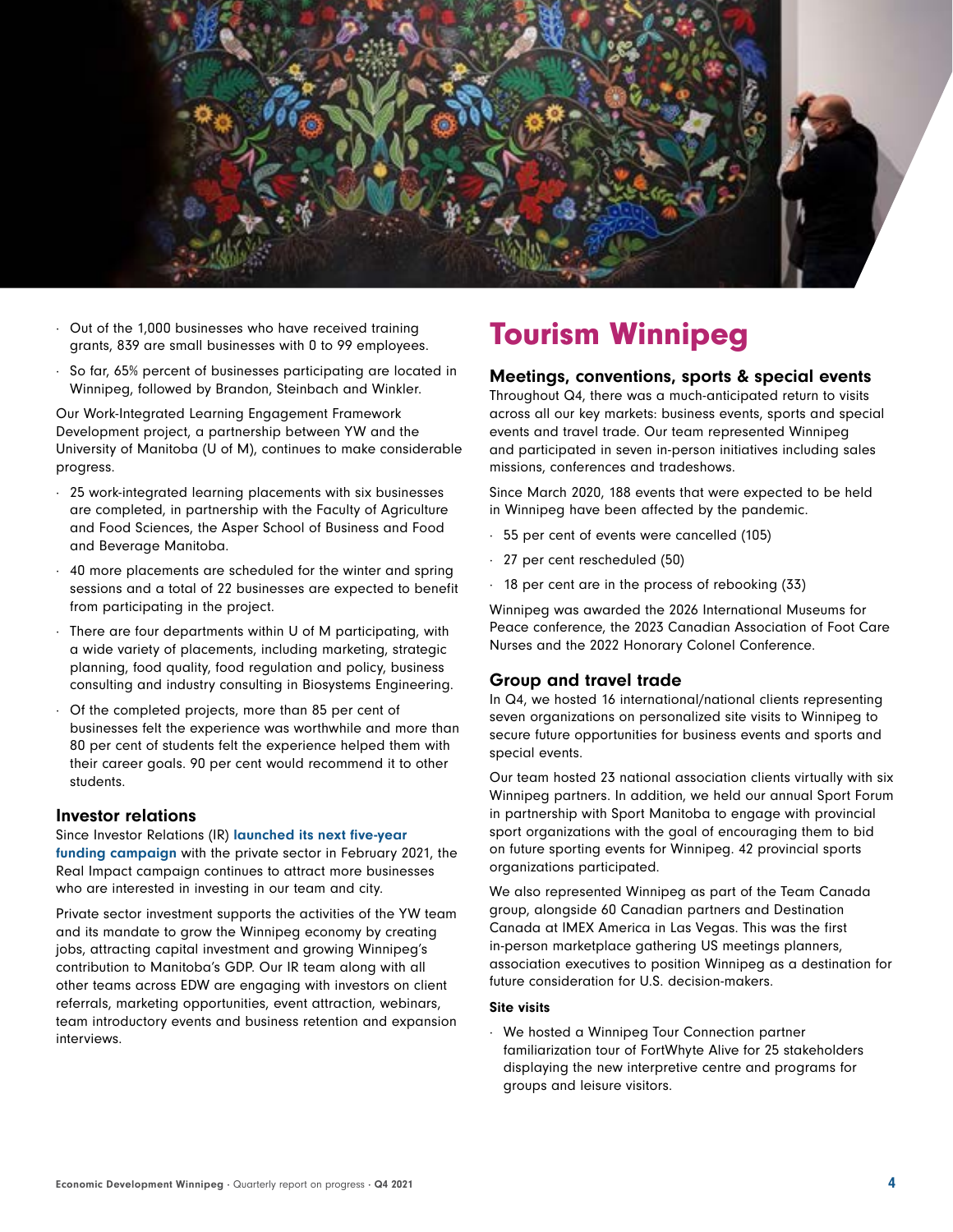- Out of the 1,000 businesses who have received training grants, 839 are small businesses with 0 to 99 employees.
- So far, 65% percent of businesses participating are located in Winnipeg, followed by Brandon, Steinbach and Winkler.

Our Work-Integrated Learning Engagement Framework Development project, a partnership between YW and the University of Manitoba (U of M), continues to make considerable progress.

- 25 work-integrated learning placements with six businesses are completed, in partnership with the Faculty of Agriculture and Food Sciences, the Asper School of Business and Food and Beverage Manitoba.
- 40 more placements are scheduled for the winter and spring sessions and a total of 22 businesses are expected to benefit from participating in the project.
- There are four departments within U of M participating, with a wide variety of placements, including marketing, strategic planning, food quality, food regulation and policy, business consulting and industry consulting in Biosystems Engineering.
- Of the completed projects, more than 85 per cent of businesses felt the experience was worthwhile and more than 80 per cent of students felt the experience helped them with their career goals. 90 per cent would recommend it to other students.

### Investor relations

Since Investor Relations (IR) **launched its next five-year funding campaign** with the private sector in February 2021, the Real Impact campaign continues to attract more businesses who are interested in investing in our team and city.

Private sector investment supports the activities of the YW team and its mandate to grow the Winnipeg economy by creating jobs, attracting capital investment and growing Winnipeg's contribution to Manitoba's GDP. Our IR team along with all other teams across EDW are engaging with investors on client referrals, marketing opportunities, event attraction, webinars, team introductory events and business retention and expansion interviews.

# Tourism Winnipeg

### Meetings, conventions, sports & special events

Throughout Q4, there was a much-anticipated return to visits across all our key markets: business events, sports and special events and travel trade. Our team represented Winnipeg and participated in seven in-person initiatives including sales missions, conferences and tradeshows.

Since March 2020, 188 events that were expected to be held in Winnipeg have been affected by the pandemic.

- 55 per cent of events were cancelled (105)
- 27 per cent rescheduled (50)
- 18 per cent are in the process of rebooking (33)

Winnipeg was awarded the 2026 International Museums for Peace conference, the 2023 Canadian Association of Foot Care Nurses and the 2022 Honorary Colonel Conference.

### Group and travel trade

In Q4, we hosted 16 international/national clients representing seven organizations on personalized site visits to Winnipeg to secure future opportunities for business events and sports and special events.

Our team hosted 23 national association clients virtually with six Winnipeg partners. In addition, we held our annual Sport Forum in partnership with Sport Manitoba to engage with provincial sport organizations with the goal of encouraging them to bid on future sporting events for Winnipeg. 42 provincial sports organizations participated.

We also represented Winnipeg as part of the Team Canada group, alongside 60 Canadian partners and Destination Canada at IMEX America in Las Vegas. This was the first in-person marketplace gathering US meetings planners, association executives to position Winnipeg as a destination for future consideration for U.S. decision-makers.

#### Site visits

- We hosted a Winnipeg Tour Connection partner familiarization tour of FortWhyte Alive for 25 stakeholders displaying the new interpretive centre and programs for groups and leisure visitors.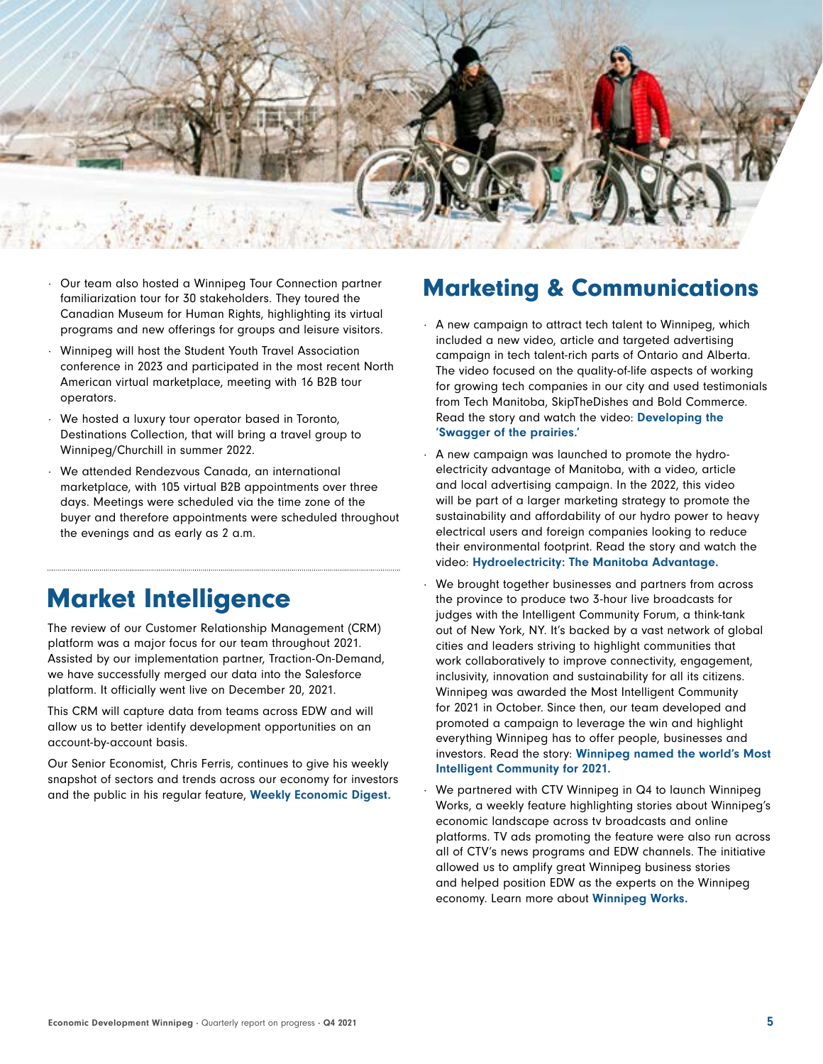- Our team also hosted a Winnipeg Tour Connection partner familiarization tour for 30 stakeholders. They toured the Canadian Museum for Human Rights, highlighting its virtual programs and new offerings for groups and leisure visitors.
- Winnipeg will host the Student Youth Travel Association conference in 2023 and participated in the most recent North American virtual marketplace, meeting with 16 B2B tour operators.
- We hosted a luxury tour operator based in Toronto, Destinations Collection, that will bring a travel group to Winnipeg/Churchill in summer 2022.
- We attended Rendezvous Canada, an international marketplace, with 105 virtual B2B appointments over three days. Meetings were scheduled via the time zone of the buyer and therefore appointments were scheduled throughout the evenings and as early as 2 a.m.

## Market Intelligence

The review of our Customer Relationship Management (CRM) platform was a major focus for our team throughout 2021. Assisted by our implementation partner, Traction-On-Demand, we have successfully merged our data into the Salesforce platform. It officially went live on December 20, 2021.

This CRM will capture data from teams across EDW and will allow us to better identify development opportunities on an account-by-account basis.

Our Senior Economist, Chris Ferris, continues to give his weekly snapshot of sectors and trends across our economy for investors and the public in his regular feature, **Weekly Economic Digest.**

## Marketing & Communications

- A new campaign to attract tech talent to Winnipeg, which included a new video, article and targeted advertising campaign in tech talent-rich parts of Ontario and Alberta. The video focused on the quality-of-life aspects of working for growing tech companies in our city and used testimonials from Tech Manitoba, SkipTheDishes and Bold Commerce. Read the story and watch the video: **Developing the 'Swagger of the prairies.'**
- A new campaign was launched to promote the hydro-electricity advantage of Manitoba, with a video, article and local advertising campaign. In the 2022, this video will be part of a larger marketing strategy to promote the sustainability and affordability of our hydro power to heavy electrical users and foreign companies looking to reduce their environmental footprint. Read the story and watch the video: **Hydroelectricity: The Manitoba Advantage.**
- We brought together businesses and partners from across the province to produce two 3-hour live broadcasts for judges with the Intelligent Community Forum, a think-tank out of New York, NY. It's backed by a vast network of global cities and leaders striving to highlight communities that work collaboratively to improve connectivity, engagement, inclusivity, innovation and sustainability for all its citizens. Winnipeg was awarded the Most Intelligent Community for 2021 in October. Since then, our team developed and promoted a campaign to leverage the win and highlight everything Winnipeg has to offer people, businesses and investors. Read the story: **Winnipeg named the world's Most Intelligent Community for 2021.**
- We partnered with CTV Winnipeg in Q4 to launch Winnipeg Works, a weekly feature highlighting stories about Winnipeg's economic landscape across tv broadcasts and online platforms. TV ads promoting the feature were also run across all of CTV's news programs and EDW channels. The initiative allowed us to amplify great Winnipeg business stories and helped position EDW as the experts on the Winnipeg economy. Learn more about **Winnipeg Works.**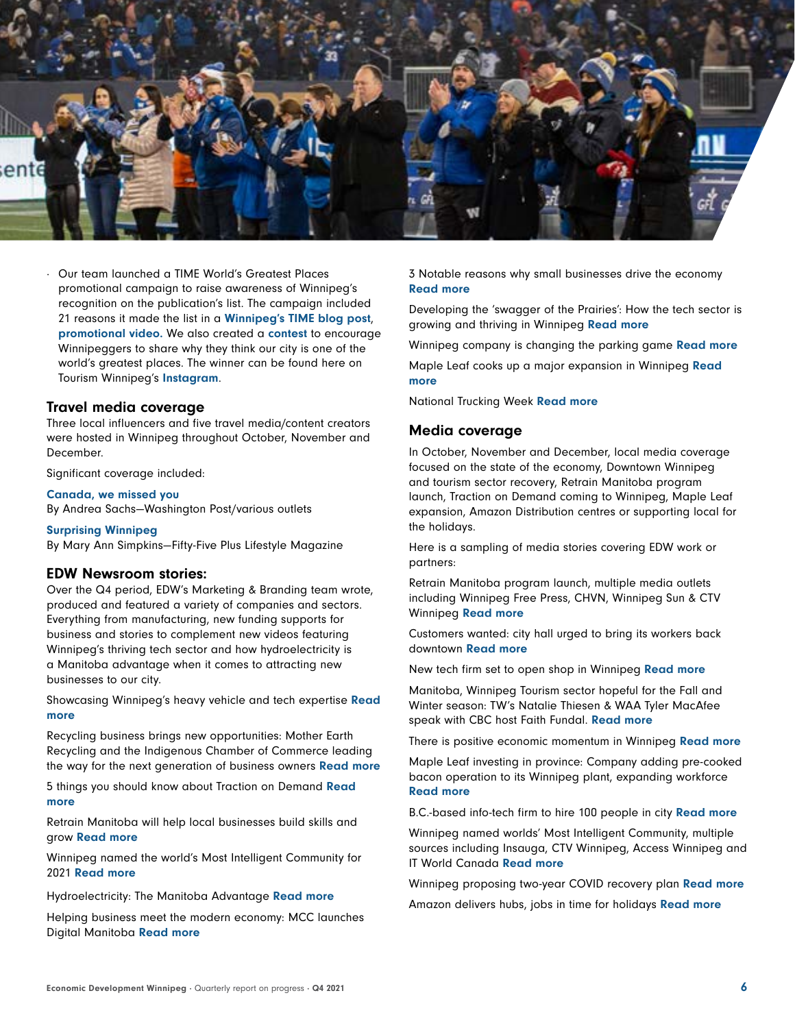- Our team launched a TIME World's Greatest Places promotional campaign to raise awareness of Winnipeg's recognition on the publication's list. The campaign included 21 reasons it made the list in a **Winnipeg's TIME blog post**, **promotional video.** We also created a **contest** to encourage Winnipeggers to share why they think our city is one of the world's greatest places. The winner can be found here on Tourism Winnipeg's **Instagram**.

## Travel media coverage

Three local influencers and five travel media/content creators were hosted in Winnipeg throughout October, November and December.

Significant coverage included:

**Canada, we missed you**
By Andrea Sachs—Washington Post/various outlets

**Surprising Winnipeg**
By Mary Ann Simpkins—Fifty-Five Plus Lifestyle Magazine

## EDW Newsroom stories:

Over the Q4 period, EDW's Marketing & Branding team wrote, produced and featured a variety of companies and sectors. Everything from manufacturing, new funding supports for business and stories to complement new videos featuring Winnipeg's thriving tech sector and how hydroelectricity is a Manitoba advantage when it comes to attracting new businesses to our city.

Showcasing Winnipeg's heavy vehicle and tech expertise **Read more**

Recycling business brings new opportunities: Mother Earth Recycling and the Indigenous Chamber of Commerce leading the way for the next generation of business owners **Read more**

5 things you should know about Traction on Demand **Read more**

Retrain Manitoba will help local businesses build skills and grow **Read more**

Winnipeg named the world's Most Intelligent Community for 2021 **Read more**

Hydroelectricity: The Manitoba Advantage **Read more**

Helping business meet the modern economy: MCC launches Digital Manitoba **Read more**

3 Notable reasons why small businesses drive the economy **Read more**

Developing the 'swagger of the Prairies': How the tech sector is growing and thriving in Winnipeg **Read more**

Winnipeg company is changing the parking game **Read more**

Maple Leaf cooks up a major expansion in Winnipeg **Read more**

National Trucking Week **Read more**

## Media coverage

In October, November and December, local media coverage focused on the state of the economy, Downtown Winnipeg and tourism sector recovery, Retrain Manitoba program launch, Traction on Demand coming to Winnipeg, Maple Leaf expansion, Amazon Distribution centres or supporting local for the holidays.

Here is a sampling of media stories covering EDW work or partners:

Retrain Manitoba program launch, multiple media outlets including Winnipeg Free Press, CHVN, Winnipeg Sun & CTV Winnipeg **Read more**

Customers wanted: city hall urged to bring its workers back downtown **Read more**

New tech firm set to open shop in Winnipeg **Read more**

Manitoba, Winnipeg Tourism sector hopeful for the Fall and Winter season: TW's Natalie Thiesen & WAA Tyler MacAfee speak with CBC host Faith Fundal. **Read more**

There is positive economic momentum in Winnipeg **Read more**

Maple Leaf investing in province: Company adding pre-cooked bacon operation to its Winnipeg plant, expanding workforce **Read more**

B.C.-based info-tech firm to hire 100 people in city **Read more**

Winnipeg named worlds' Most Intelligent Community, multiple sources including Insauga, CTV Winnipeg, Access Winnipeg and IT World Canada **Read more**

Winnipeg proposing two-year COVID recovery plan **Read more**

Amazon delivers hubs, jobs in time for holidays **Read more**